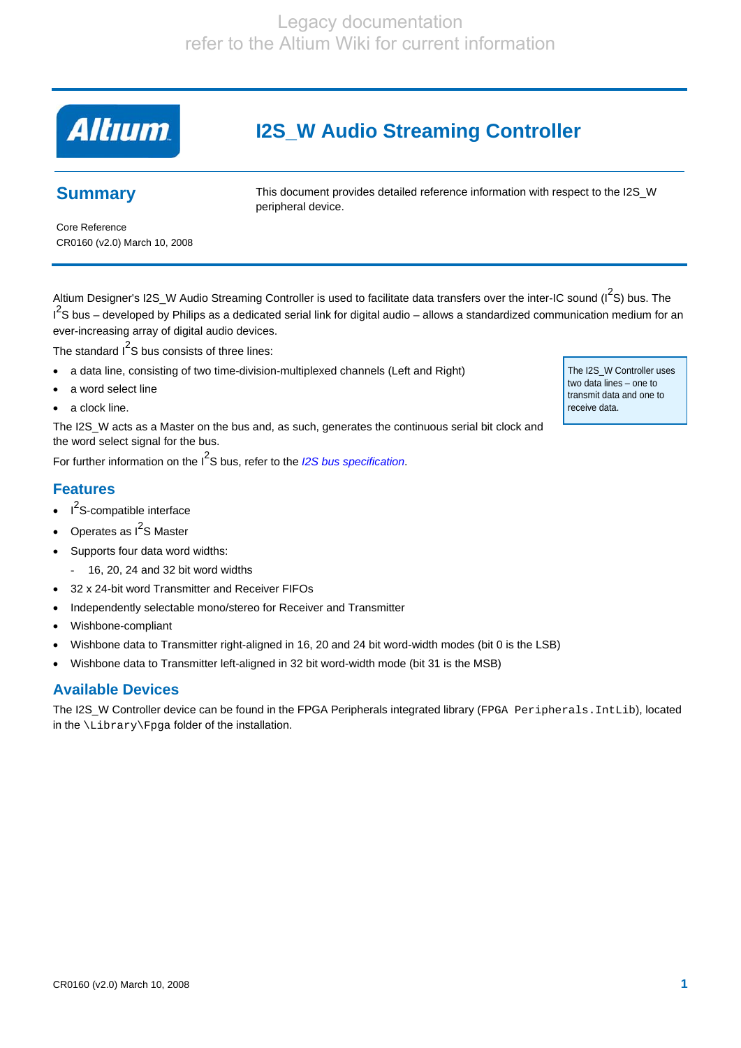Legacy documentation
refer to the Altium Wiki for current information

# I2S_W Audio Streaming Controller

## Summary

This document provides detailed reference information with respect to the I2S_W peripheral device.

Core Reference
CR0160 (v2.0) March 10, 2008

Altium Designer's I2S_W Audio Streaming Controller is used to facilitate data transfers over the inter-IC sound ($I^2S$) bus. The $I^2S$ bus – developed by Philips as a dedicated serial link for digital audio – allows a standardized communication medium for an ever-increasing array of digital audio devices.

The standard $I^2S$ bus consists of three lines:

- a data line, consisting of two time-division-multiplexed channels (Left and Right)
- a word select line
- a clock line.

The I2S_W Controller uses two data lines – one to transmit data and one to receive data.

The I2S_W acts as a Master on the bus and, as such, generates the continuous serial bit clock and the word select signal for the bus.

For further information on the $I^2S$ bus, refer to the *I2S bus specification*.

## Features

- $I^2S$-compatible interface
- Operates as $I^2S$ Master
- Supports four data word widths:
  - 16, 20, 24 and 32 bit word widths
- 32 x 24-bit word Transmitter and Receiver FIFOs
- Independently selectable mono/stereo for Receiver and Transmitter
- Wishbone-compliant
- Wishbone data to Transmitter right-aligned in 16, 20 and 24 bit word-width modes (bit 0 is the LSB)
- Wishbone data to Transmitter left-aligned in 32 bit word-width mode (bit 31 is the MSB)

## Available Devices

The I2S_W Controller device can be found in the FPGA Peripherals integrated library (`FPGA Peripherals.IntLib`), located in the `\Library\Fpga` folder of the installation.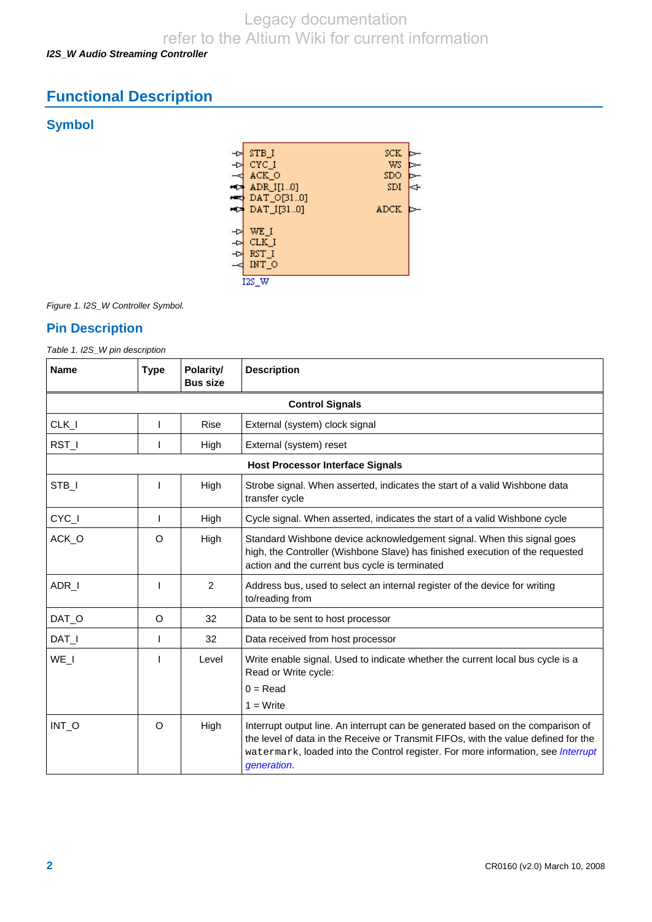## Functional Description

### Symbol

STB_I
CYC_I
ACK_O
ADR_I[1..0]
DAT_O[31..0]
DAT_I[31..0]
WE_I
CLK_I
RST_I
INT_O
SCK
WS
SDO
SDI
ADCK
I2S_W

*Figure 1. I2S_W Controller Symbol.*

### Pin Description

*Table 1. I2S_W pin description*

| Name | Type | Polarity/ Bus size | Description |
|---|---|---|---|
| **Control Signals** | | | |
| CLK_I | I | Rise | External (system) clock signal |
| RST_I | I | High | External (system) reset |
| **Host Processor Interface Signals** | | | |
| STB_I | I | High | Strobe signal. When asserted, indicates the start of a valid Wishbone data transfer cycle |
| CYC_I | I | High | Cycle signal. When asserted, indicates the start of a valid Wishbone cycle |
| ACK_O | O | High | Standard Wishbone device acknowledgement signal. When this signal goes high, the Controller (Wishbone Slave) has finished execution of the requested action and the current bus cycle is terminated |
| ADR_I | I | 2 | Address bus, used to select an internal register of the device for writing to/reading from |
| DAT_O | O | 32 | Data to be sent to host processor |
| DAT_I | I | 32 | Data received from host processor |
| WE_I | I | Level | Write enable signal. Used to indicate whether the current local bus cycle is a Read or Write cycle: 0 = Read 1 = Write |
| INT_O | O | High | Interrupt output line. An interrupt can be generated based on the comparison of the level of data in the Receive or Transmit FIFOs, with the value defined for the `watermark`, loaded into the Control register. For more information, see *Interrupt generation*. |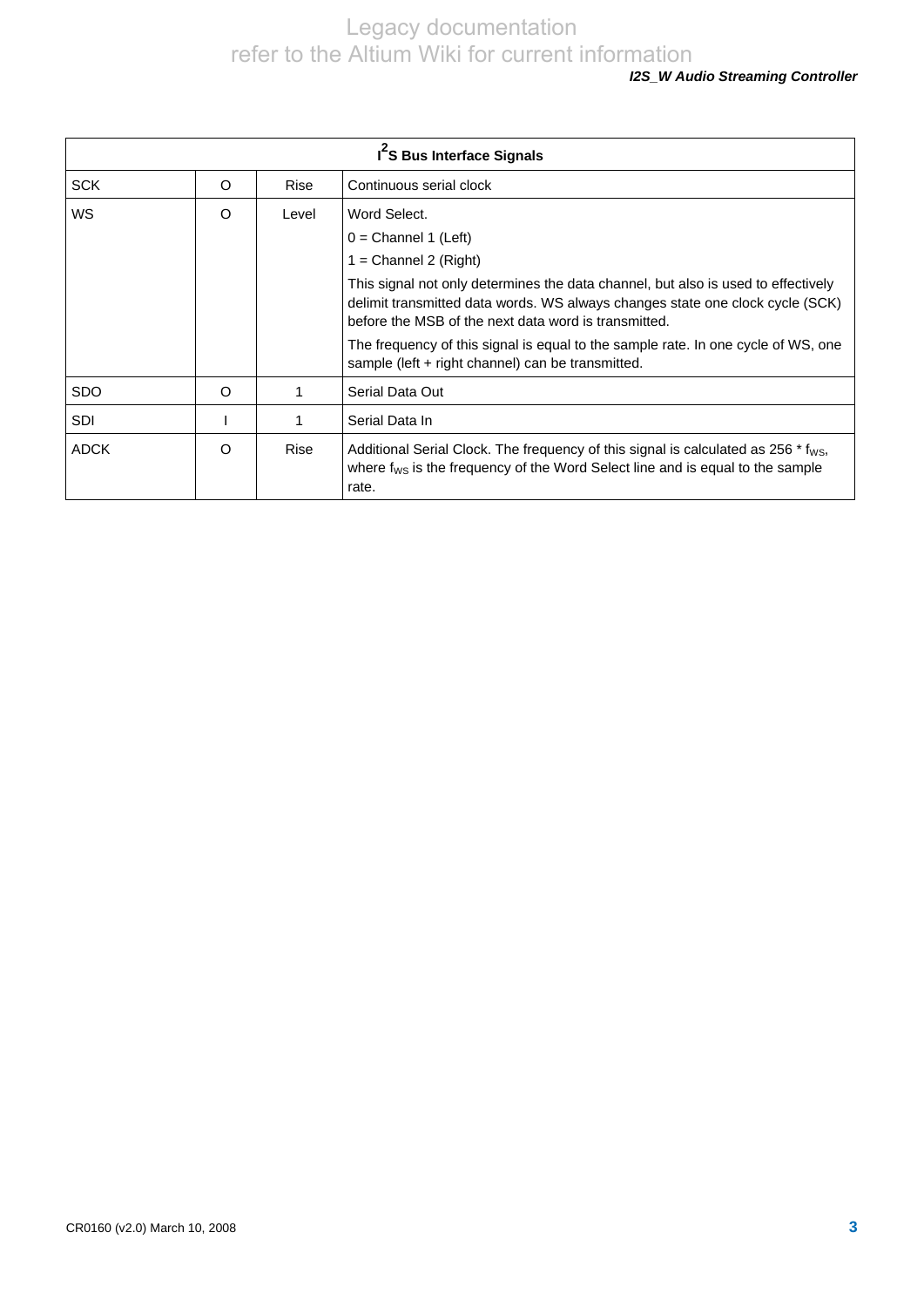| $I^2S$ Bus Interface Signals | | | |
|---|---|---|---|
| SCK | O | Rise | Continuous serial clock |
| WS | O | Level | Word Select.<br>0 = Channel 1 (Left)<br>1 = Channel 2 (Right)<br>This signal not only determines the data channel, but also is used to effectively delimit transmitted data words. WS always changes state one clock cycle (SCK) before the MSB of the next data word is transmitted.<br>The frequency of this signal is equal to the sample rate. In one cycle of WS, one sample (left + right channel) can be transmitted. |
| SDO | O | 1 | Serial Data Out |
| SDI | I | 1 | Serial Data In |
| ADCK | O | Rise | Additional Serial Clock. The frequency of this signal is calculated as 256 * $f_{WS}$, where $f_{WS}$ is the frequency of the Word Select line and is equal to the sample rate. |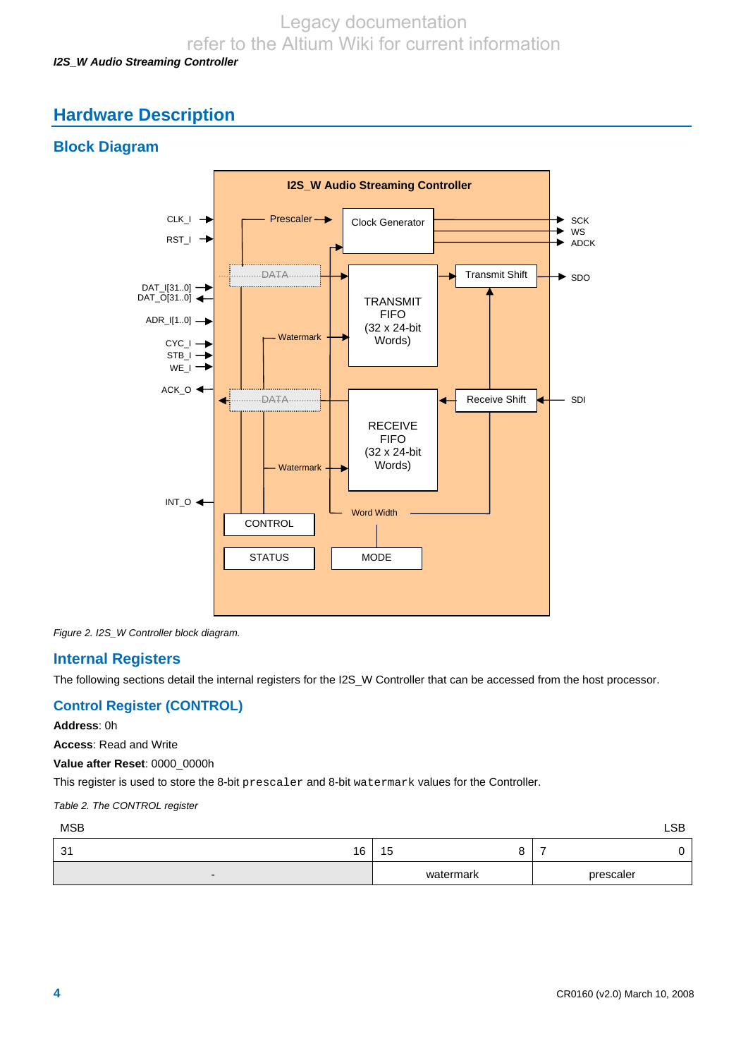## Hardware Description

### Block Diagram

Figure 2. I2S_W Controller block diagram.

### Internal Registers

The following sections detail the internal registers for the I2S_W Controller that can be accessed from the host processor.

### Control Register (CONTROL)

**Address**: 0h

**Access**: Read and Write

**Value after Reset**: 0000_0000h

This register is used to store the 8-bit `prescaler` and 8-bit `watermark` values for the Controller.

*Table 2. The CONTROL register*

MSB LSB

| 31 16 | 15 8 | 7 0 |
|---|---|---|
| - | watermark | prescaler |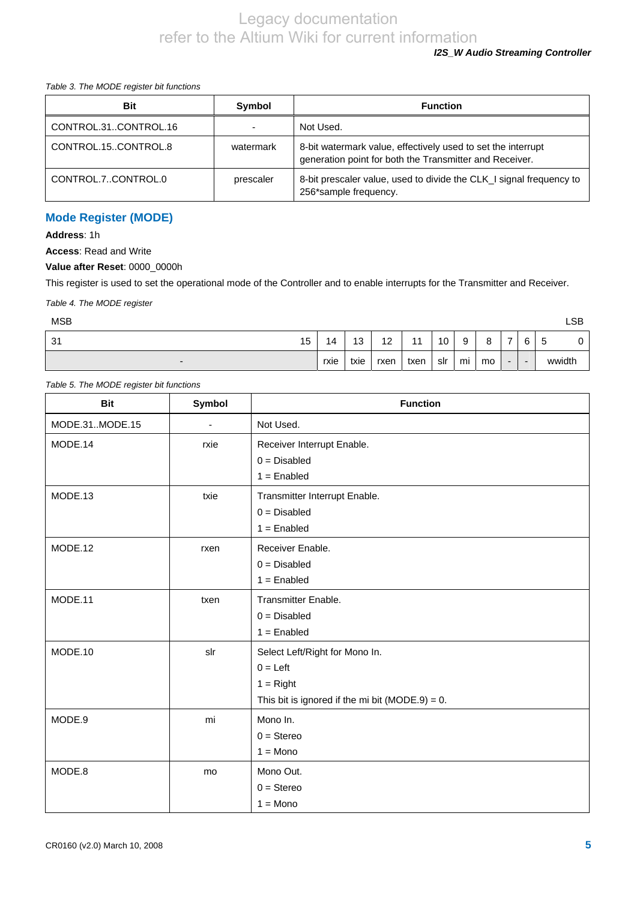Table 3. The MODE register bit functions

| Bit | Symbol | Function |
|---|---|---|
| CONTROL.31..CONTROL.16 | - | Not Used. |
| CONTROL.15..CONTROL.8 | watermark | 8-bit watermark value, effectively used to set the interrupt generation point for both the Transmitter and Receiver. |
| CONTROL.7..CONTROL.0 | prescaler | 8-bit prescaler value, used to divide the CLK_I signal frequency to 256*sample frequency. |

## Mode Register (MODE)

**Address**: 1h

**Access**: Read and Write

**Value after Reset**: 0000_0000h

This register is used to set the operational mode of the Controller and to enable interrupts for the Transmitter and Receiver.

Table 4. The MODE register

| MSB | | | | | | | | | | | LSB |
|---|---|---|---|---|---|---|---|---|---|---|---|
| 31 ... 15 | 14 | 13 | 12 | 11 | 10 | 9 | 8 | 7 | 6 | 5 ... 0 | |
| - | rxie | txie | rxen | txen | slr | mi | mo | - | - | wwidth | |

Table 5. The MODE register bit functions

| Bit | Symbol | Function |
|---|---|---|
| MODE.31..MODE.15 | - | Not Used. |
| MODE.14 | rxie | Receiver Interrupt Enable.<br>0 = Disabled<br>1 = Enabled |
| MODE.13 | txie | Transmitter Interrupt Enable.<br>0 = Disabled<br>1 = Enabled |
| MODE.12 | rxen | Receiver Enable.<br>0 = Disabled<br>1 = Enabled |
| MODE.11 | txen | Transmitter Enable.<br>0 = Disabled<br>1 = Enabled |
| MODE.10 | slr | Select Left/Right for Mono In.<br>0 = Left<br>1 = Right<br>This bit is ignored if the mi bit (MODE.9) = 0. |
| MODE.9 | mi | Mono In.<br>0 = Stereo<br>1 = Mono |
| MODE.8 | mo | Mono Out.<br>0 = Stereo<br>1 = Mono |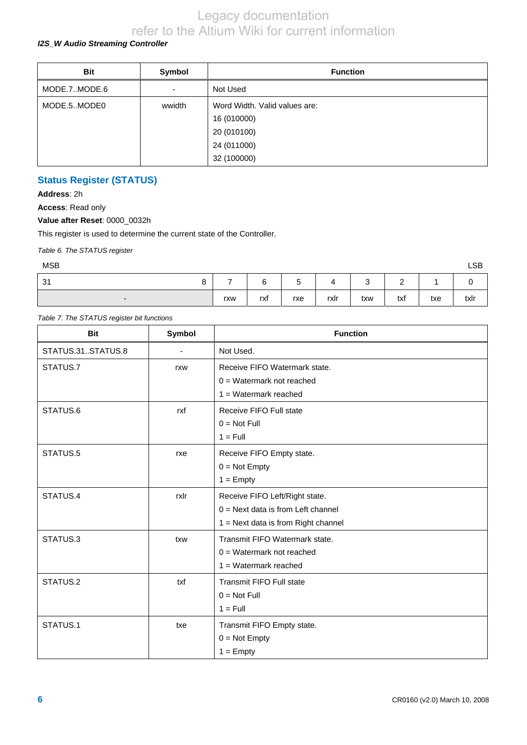| Bit | Symbol | Function |
|---|---|---|
| MODE.7..MODE.6 | - | Not Used |
| MODE.5..MODE0 | wwidth | Word Width. Valid values are:<br>16 (010000)<br>20 (010100)<br>24 (011000)<br>32 (100000) |

## Status Register (STATUS)

**Address**: 2h

**Access**: Read only

**Value after Reset**: 0000_0032h

This register is used to determine the current state of the Controller.

*Table 6. The STATUS register*

| MSB | | | | | | | | LSB |
|---|---|---|---|---|---|---|---|---|
| 31 ... 8 | 7 | 6 | 5 | 4 | 3 | 2 | 1 | 0 |
| - | rxw | rxf | rxe | rxlr | txw | txf | txe | txlr |

*Table 7. The STATUS register bit functions*

| Bit | Symbol | Function |
|---|---|---|
| STATUS.31..STATUS.8 | - | Not Used. |
| STATUS.7 | rxw | Receive FIFO Watermark state.<br>0 = Watermark not reached<br>1 = Watermark reached |
| STATUS.6 | rxf | Receive FIFO Full state<br>0 = Not Full<br>1 = Full |
| STATUS.5 | rxe | Receive FIFO Empty state.<br>0 = Not Empty<br>1 = Empty |
| STATUS.4 | rxlr | Receive FIFO Left/Right state.<br>0 = Next data is from Left channel<br>1 = Next data is from Right channel |
| STATUS.3 | txw | Transmit FIFO Watermark state.<br>0 = Watermark not reached<br>1 = Watermark reached |
| STATUS.2 | txf | Transmit FIFO Full state<br>0 = Not Full<br>1 = Full |
| STATUS.1 | txe | Transmit FIFO Empty state.<br>0 = Not Empty<br>1 = Empty |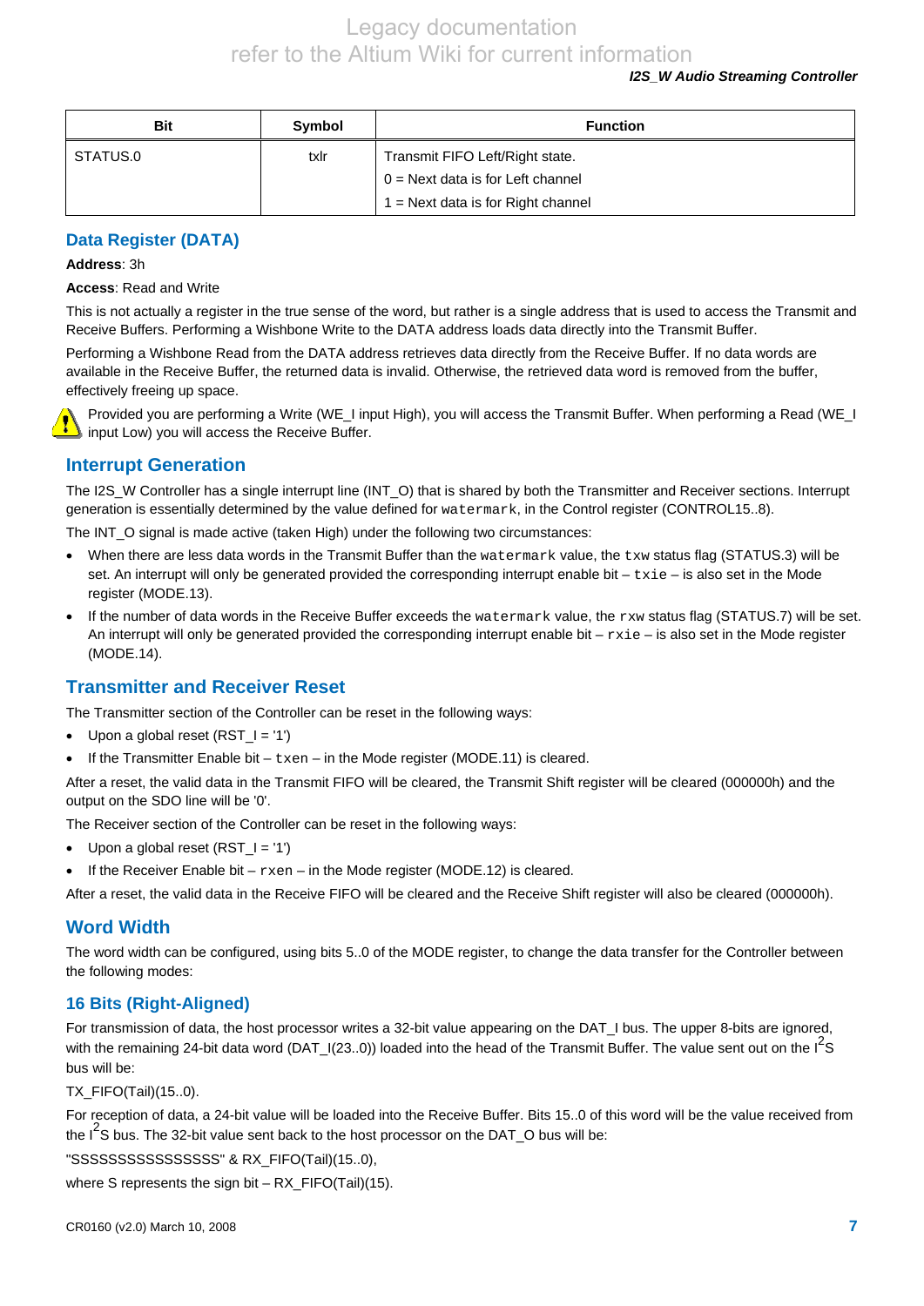| Bit | Symbol | Function |
|---|---|---|
| STATUS.0 | txlr | Transmit FIFO Left/Right state.<br>0 = Next data is for Left channel<br>1 = Next data is for Right channel |

### Data Register (DATA)

**Address**: 3h

**Access**: Read and Write

This is not actually a register in the true sense of the word, but rather is a single address that is used to access the Transmit and Receive Buffers. Performing a Wishbone Write to the DATA address loads data directly into the Transmit Buffer.

Performing a Wishbone Read from the DATA address retrieves data directly from the Receive Buffer. If no data words are available in the Receive Buffer, the returned data is invalid. Otherwise, the retrieved data word is removed from the buffer, effectively freeing up space.

Provided you are performing a Write (WE_I input High), you will access the Transmit Buffer. When performing a Read (WE_I input Low) you will access the Receive Buffer.

## Interrupt Generation

The I2S_W Controller has a single interrupt line (INT_O) that is shared by both the Transmitter and Receiver sections. Interrupt generation is essentially determined by the value defined for `watermark`, in the Control register (CONTROL15..8).

The INT_O signal is made active (taken High) under the following two circumstances:

- When there are less data words in the Transmit Buffer than the `watermark` value, the `txw` status flag (STATUS.3) will be set. An interrupt will only be generated provided the corresponding interrupt enable bit – `txie` – is also set in the Mode register (MODE.13).
- If the number of data words in the Receive Buffer exceeds the `watermark` value, the `rxw` status flag (STATUS.7) will be set. An interrupt will only be generated provided the corresponding interrupt enable bit – `rxie` – is also set in the Mode register (MODE.14).

## Transmitter and Receiver Reset

The Transmitter section of the Controller can be reset in the following ways:

- Upon a global reset (RST_I = '1')
- If the Transmitter Enable bit – `txen` – in the Mode register (MODE.11) is cleared.

After a reset, the valid data in the Transmit FIFO will be cleared, the Transmit Shift register will be cleared (000000h) and the output on the SDO line will be '0'.

The Receiver section of the Controller can be reset in the following ways:

- Upon a global reset (RST_I = '1')
- If the Receiver Enable bit – `rxen` – in the Mode register (MODE.12) is cleared.

After a reset, the valid data in the Receive FIFO will be cleared and the Receive Shift register will also be cleared (000000h).

## Word Width

The word width can be configured, using bits 5..0 of the MODE register, to change the data transfer for the Controller between the following modes:

### 16 Bits (Right-Aligned)

For transmission of data, the host processor writes a 32-bit value appearing on the DAT_I bus. The upper 8-bits are ignored, with the remaining 24-bit data word (DAT_I(23..0)) loaded into the head of the Transmit Buffer. The value sent out on the $I^2S$ bus will be:

TX_FIFO(Tail)(15..0).

For reception of data, a 24-bit value will be loaded into the Receive Buffer. Bits 15..0 of this word will be the value received from the $I^2S$ bus. The 32-bit value sent back to the host processor on the DAT_O bus will be:

"SSSSSSSSSSSSSSSS" & RX_FIFO(Tail)(15..0),

where S represents the sign bit – RX_FIFO(Tail)(15).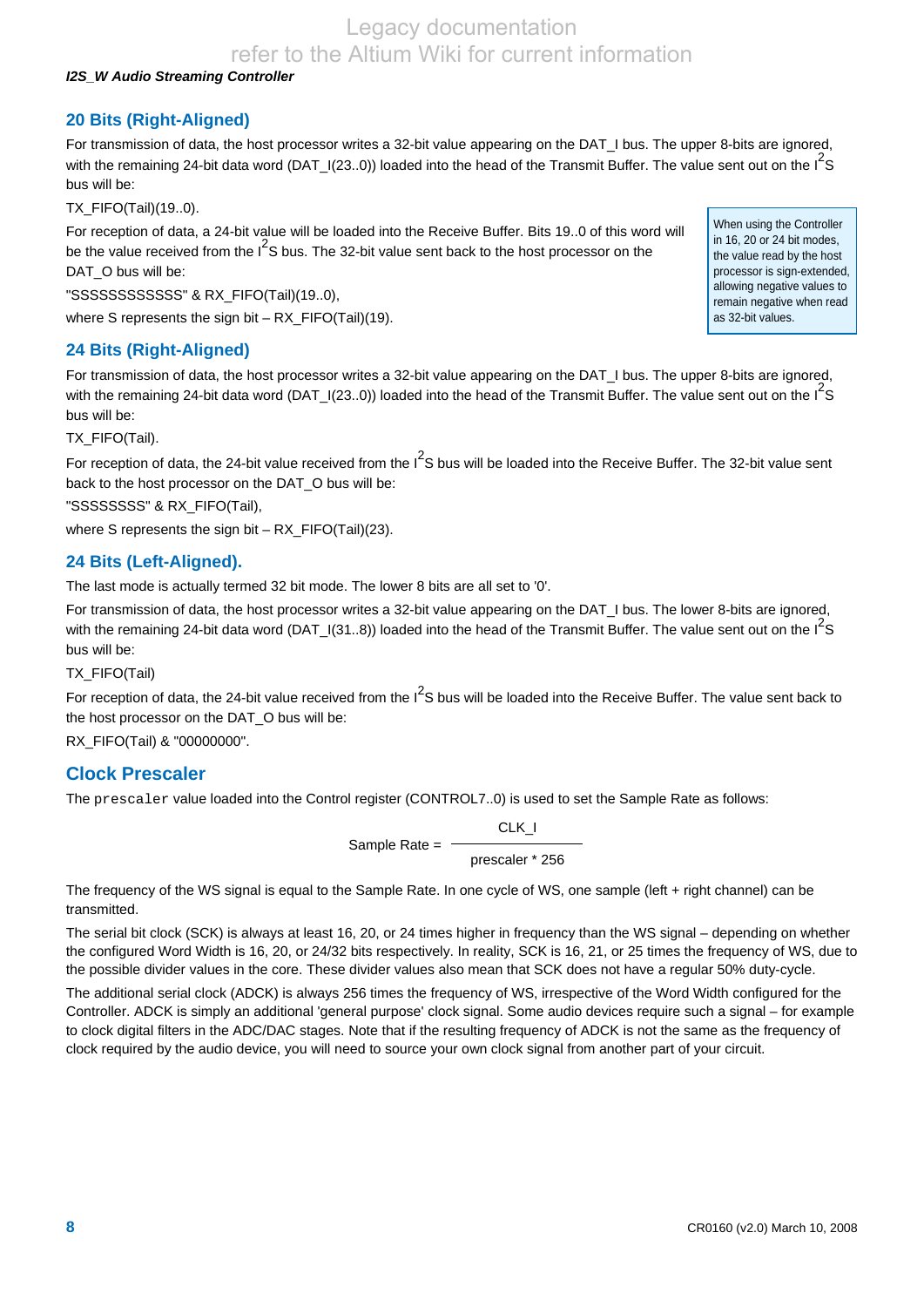## 20 Bits (Right-Aligned)

For transmission of data, the host processor writes a 32-bit value appearing on the DAT_I bus. The upper 8-bits are ignored, with the remaining 24-bit data word (DAT_I(23..0)) loaded into the head of the Transmit Buffer. The value sent out on the $I^2S$ bus will be:

TX_FIFO(Tail)(19..0).

For reception of data, a 24-bit value will be loaded into the Receive Buffer. Bits 19..0 of this word will be the value received from the $I^2S$ bus. The 32-bit value sent back to the host processor on the DAT_O bus will be:

"SSSSSSSSSSSS" & RX_FIFO(Tail)(19..0),

where S represents the sign bit – RX_FIFO(Tail)(19).

> When using the Controller in 16, 20 or 24 bit modes, the value read by the host processor is sign-extended, allowing negative values to remain negative when read as 32-bit values.

## 24 Bits (Right-Aligned)

For transmission of data, the host processor writes a 32-bit value appearing on the DAT_I bus. The upper 8-bits are ignored, with the remaining 24-bit data word (DAT_I(23..0)) loaded into the head of the Transmit Buffer. The value sent out on the $I^2S$ bus will be:

TX_FIFO(Tail).

For reception of data, the 24-bit value received from the $I^2S$ bus will be loaded into the Receive Buffer. The 32-bit value sent back to the host processor on the DAT_O bus will be:

"SSSSSSSS" & RX_FIFO(Tail),

where S represents the sign bit – RX_FIFO(Tail)(23).

## 24 Bits (Left-Aligned).

The last mode is actually termed 32 bit mode. The lower 8 bits are all set to '0'.

For transmission of data, the host processor writes a 32-bit value appearing on the DAT_I bus. The lower 8-bits are ignored, with the remaining 24-bit data word (DAT_I(31..8)) loaded into the head of the Transmit Buffer. The value sent out on the $I^2S$ bus will be:

TX_FIFO(Tail)

For reception of data, the 24-bit value received from the $I^2S$ bus will be loaded into the Receive Buffer. The value sent back to the host processor on the DAT_O bus will be:

RX_FIFO(Tail) & "00000000".

## Clock Prescaler

The `prescaler` value loaded into the Control register (CONTROL7..0) is used to set the Sample Rate as follows:

$$\text{Sample Rate} = \frac{\text{CLK\_I}}{\text{prescaler} * 256}$$

The frequency of the WS signal is equal to the Sample Rate. In one cycle of WS, one sample (left + right channel) can be transmitted.

The serial bit clock (SCK) is always at least 16, 20, or 24 times higher in frequency than the WS signal – depending on whether the configured Word Width is 16, 20, or 24/32 bits respectively. In reality, SCK is 16, 21, or 25 times the frequency of WS, due to the possible divider values in the core. These divider values also mean that SCK does not have a regular 50% duty-cycle.

The additional serial clock (ADCK) is always 256 times the frequency of WS, irrespective of the Word Width configured for the Controller. ADCK is simply an additional 'general purpose' clock signal. Some audio devices require such a signal – for example to clock digital filters in the ADC/DAC stages. Note that if the resulting frequency of ADCK is not the same as the frequency of clock required by the audio device, you will need to source your own clock signal from another part of your circuit.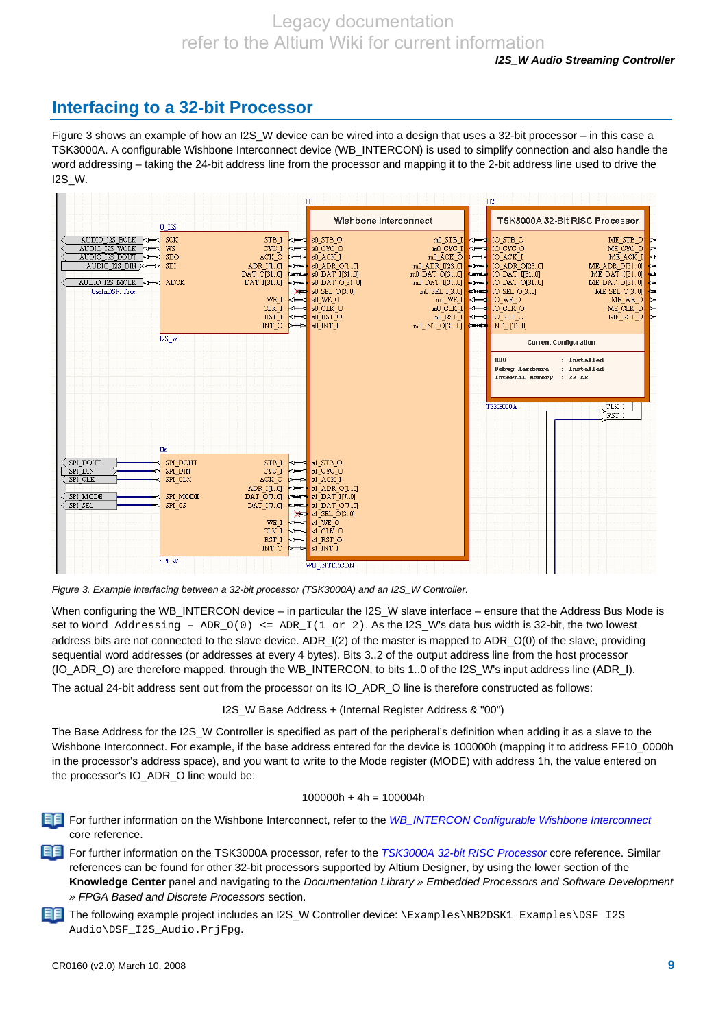## Interfacing to a 32-bit Processor

Figure 3 shows an example of how an I2S_W device can be wired into a design that uses a 32-bit processor – in this case a TSK3000A. A configurable Wishbone Interconnect device (WB_INTERCON) is used to simplify connection and also handle the word addressing – taking the 24-bit address line from the processor and mapping it to the 2-bit address line used to drive the I2S_W.

*Figure 3. Example interfacing between a 32-bit processor (TSK3000A) and an I2S_W Controller.*

When configuring the WB_INTERCON device – in particular the I2S_W slave interface – ensure that the Address Bus Mode is set to `Word Addressing - ADR_O(0) <= ADR_I(1 or 2)`. As the I2S_W's data bus width is 32-bit, the two lowest address bits are not connected to the slave device. ADR_I(2) of the master is mapped to ADR_O(0) of the slave, providing sequential word addresses (or addresses at every 4 bytes). Bits 3..2 of the output address line from the host processor (IO_ADR_O) are therefore mapped, through the WB_INTERCON, to bits 1..0 of the I2S_W's input address line (ADR_I).

The actual 24-bit address sent out from the processor on its IO_ADR_O line is therefore constructed as follows:

I2S_W Base Address + (Internal Register Address & "00")

The Base Address for the I2S_W Controller is specified as part of the peripheral's definition when adding it as a slave to the Wishbone Interconnect. For example, if the base address entered for the device is 100000h (mapping it to address FF10_0000h in the processor's address space), and you want to write to the Mode register (MODE) with address 1h, the value entered on the processor's IO_ADR_O line would be:

100000h + 4h = 100004h

For further information on the Wishbone Interconnect, refer to the *WB_INTERCON Configurable Wishbone Interconnect* core reference.

For further information on the TSK3000A processor, refer to the *TSK3000A 32-bit RISC Processor* core reference. Similar references can be found for other 32-bit processors supported by Altium Designer, by using the lower section of the **Knowledge Center** panel and navigating to the *Documentation Library » Embedded Processors and Software Development » FPGA Based and Discrete Processors* section.

The following example project includes an I2S_W Controller device: `\Examples\NB2DSK1 Examples\DSF I2S Audio\DSF_I2S_Audio.PrjFpg`.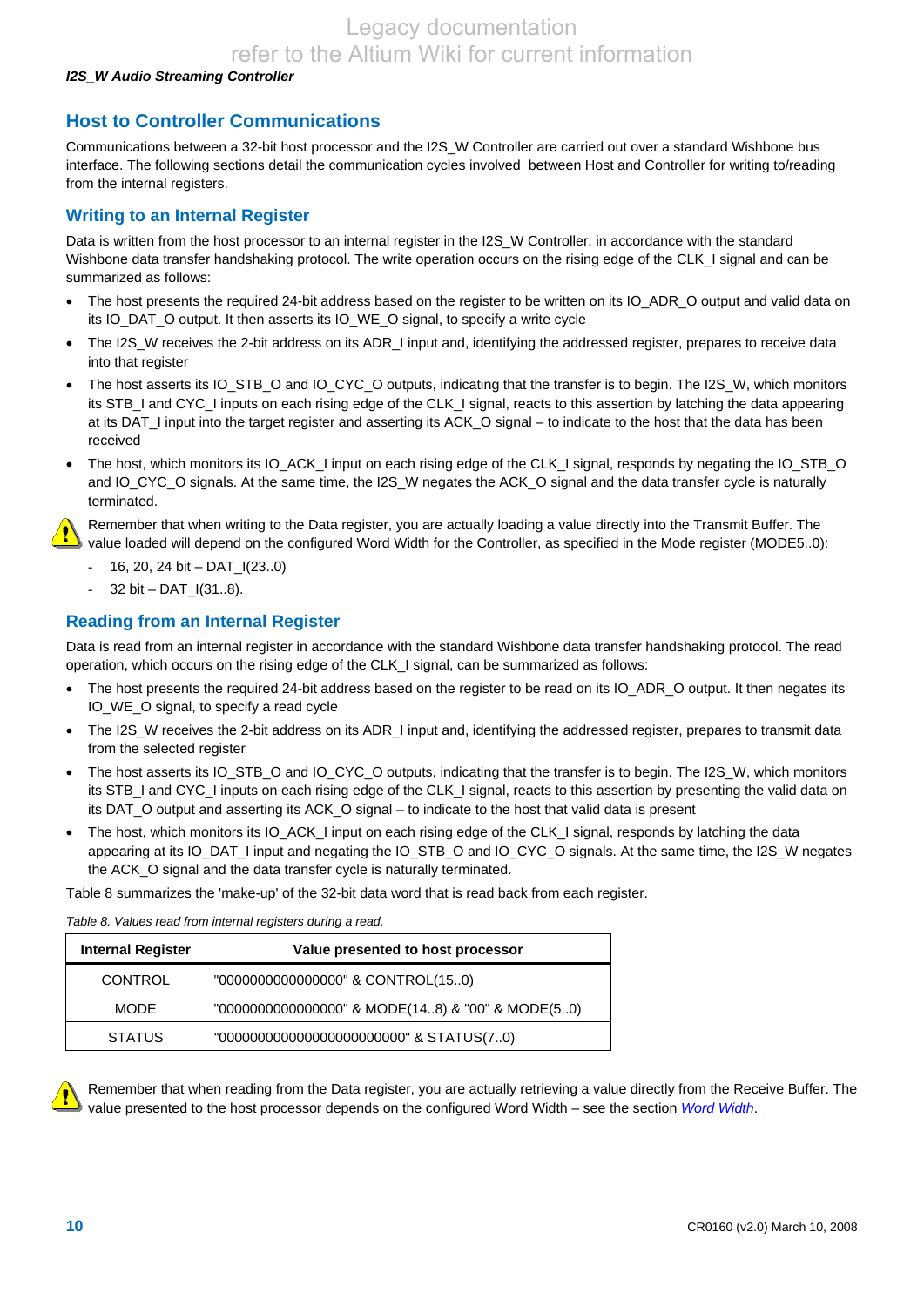## Host to Controller Communications

Communications between a 32-bit host processor and the I2S_W Controller are carried out over a standard Wishbone bus interface. The following sections detail the communication cycles involved between Host and Controller for writing to/reading from the internal registers.

### Writing to an Internal Register

Data is written from the host processor to an internal register in the I2S_W Controller, in accordance with the standard Wishbone data transfer handshaking protocol. The write operation occurs on the rising edge of the CLK_I signal and can be summarized as follows:

- The host presents the required 24-bit address based on the register to be written on its IO_ADR_O output and valid data on its IO_DAT_O output. It then asserts its IO_WE_O signal, to specify a write cycle
- The I2S_W receives the 2-bit address on its ADR_I input and, identifying the addressed register, prepares to receive data into that register
- The host asserts its IO_STB_O and IO_CYC_O outputs, indicating that the transfer is to begin. The I2S_W, which monitors its STB_I and CYC_I inputs on each rising edge of the CLK_I signal, reacts to this assertion by latching the data appearing at its DAT_I input into the target register and asserting its ACK_O signal – to indicate to the host that the data has been received
- The host, which monitors its IO_ACK_I input on each rising edge of the CLK_I signal, responds by negating the IO_STB_O and IO_CYC_O signals. At the same time, the I2S_W negates the ACK_O signal and the data transfer cycle is naturally terminated.

Remember that when writing to the Data register, you are actually loading a value directly into the Transmit Buffer. The value loaded will depend on the configured Word Width for the Controller, as specified in the Mode register (MODE5..0):

- 16, 20, 24 bit – DAT_I(23..0)
- 32 bit – DAT_I(31..8).

### Reading from an Internal Register

Data is read from an internal register in accordance with the standard Wishbone data transfer handshaking protocol. The read operation, which occurs on the rising edge of the CLK_I signal, can be summarized as follows:

- The host presents the required 24-bit address based on the register to be read on its IO_ADR_O output. It then negates its IO_WE_O signal, to specify a read cycle
- The I2S_W receives the 2-bit address on its ADR_I input and, identifying the addressed register, prepares to transmit data from the selected register
- The host asserts its IO_STB_O and IO_CYC_O outputs, indicating that the transfer is to begin. The I2S_W, which monitors its STB_I and CYC_I inputs on each rising edge of the CLK_I signal, reacts to this assertion by presenting the valid data on its DAT_O output and asserting its ACK_O signal – to indicate to the host that valid data is present
- The host, which monitors its IO_ACK_I input on each rising edge of the CLK_I signal, responds by latching the data appearing at its IO_DAT_I input and negating the IO_STB_O and IO_CYC_O signals. At the same time, the I2S_W negates the ACK_O signal and the data transfer cycle is naturally terminated.

Table 8 summarizes the 'make-up' of the 32-bit data word that is read back from each register.

*Table 8. Values read from internal registers during a read.*

| Internal Register | Value presented to host processor |
|---|---|
| CONTROL | "0000000000000000" & CONTROL(15..0) |
| MODE | "0000000000000000" & MODE(14..8) & "00" & MODE(5..0) |
| STATUS | "000000000000000000000000" & STATUS(7..0) |

Remember that when reading from the Data register, you are actually retrieving a value directly from the Receive Buffer. The value presented to the host processor depends on the configured Word Width – see the section *Word Width*.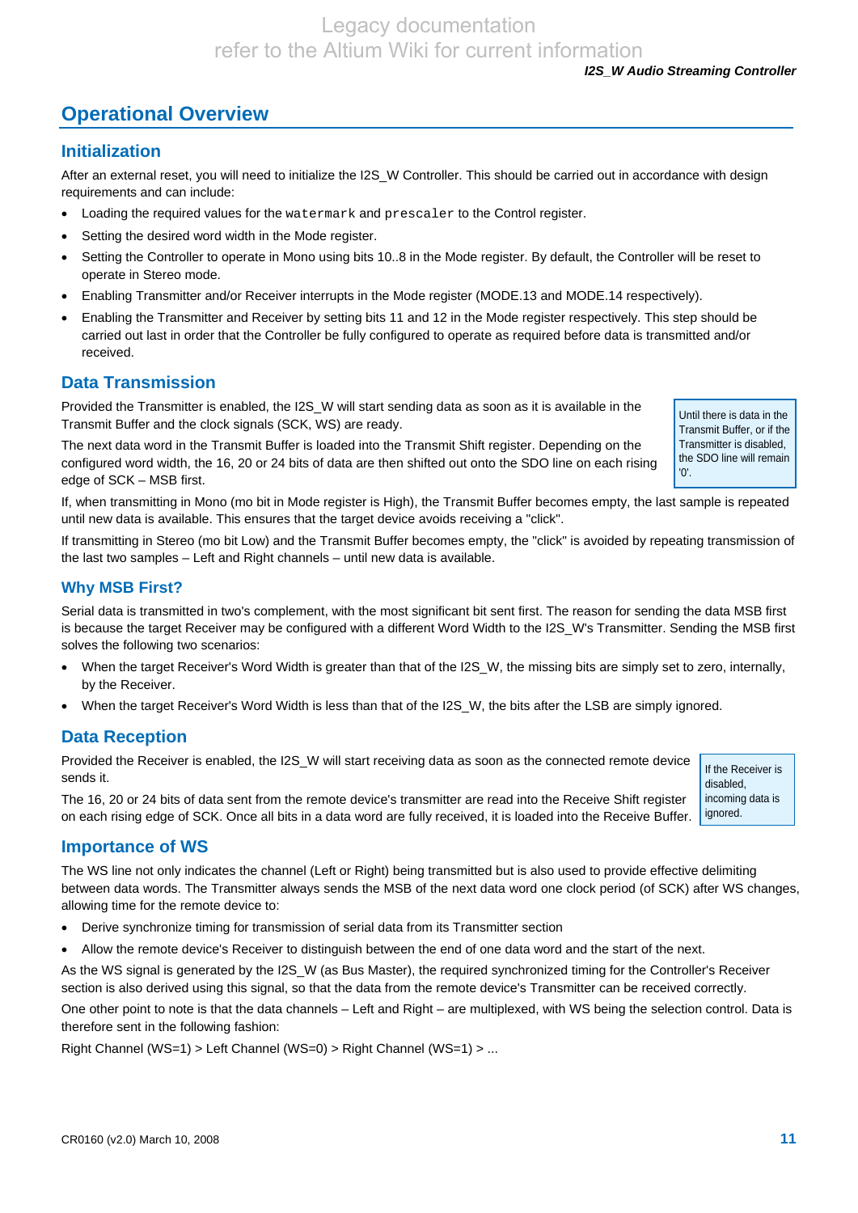# Operational Overview

## Initialization

After an external reset, you will need to initialize the I2S_W Controller. This should be carried out in accordance with design requirements and can include:

- Loading the required values for the `watermark` and `prescaler` to the Control register.
- Setting the desired word width in the Mode register.
- Setting the Controller to operate in Mono using bits 10..8 in the Mode register. By default, the Controller will be reset to operate in Stereo mode.
- Enabling Transmitter and/or Receiver interrupts in the Mode register (MODE.13 and MODE.14 respectively).
- Enabling the Transmitter and Receiver by setting bits 11 and 12 in the Mode register respectively. This step should be carried out last in order that the Controller be fully configured to operate as required before data is transmitted and/or received.

## Data Transmission

Provided the Transmitter is enabled, the I2S_W will start sending data as soon as it is available in the Transmit Buffer and the clock signals (SCK, WS) are ready.

The next data word in the Transmit Buffer is loaded into the Transmit Shift register. Depending on the configured word width, the 16, 20 or 24 bits of data are then shifted out onto the SDO line on each rising edge of SCK – MSB first.

> Until there is data in the Transmit Buffer, or if the Transmitter is disabled, the SDO line will remain '0'.

If, when transmitting in Mono (mo bit in Mode register is High), the Transmit Buffer becomes empty, the last sample is repeated until new data is available. This ensures that the target device avoids receiving a "click".

If transmitting in Stereo (mo bit Low) and the Transmit Buffer becomes empty, the "click" is avoided by repeating transmission of the last two samples – Left and Right channels – until new data is available.

## Why MSB First?

Serial data is transmitted in two's complement, with the most significant bit sent first. The reason for sending the data MSB first is because the target Receiver may be configured with a different Word Width to the I2S_W's Transmitter. Sending the MSB first solves the following two scenarios:

- When the target Receiver's Word Width is greater than that of the I2S_W, the missing bits are simply set to zero, internally, by the Receiver.
- When the target Receiver's Word Width is less than that of the I2S_W, the bits after the LSB are simply ignored.

## Data Reception

Provided the Receiver is enabled, the I2S_W will start receiving data as soon as the connected remote device sends it.

The 16, 20 or 24 bits of data sent from the remote device's transmitter are read into the Receive Shift register on each rising edge of SCK. Once all bits in a data word are fully received, it is loaded into the Receive Buffer.

> If the Receiver is disabled, incoming data is ignored.

## Importance of WS

The WS line not only indicates the channel (Left or Right) being transmitted but is also used to provide effective delimiting between data words. The Transmitter always sends the MSB of the next data word one clock period (of SCK) after WS changes, allowing time for the remote device to:

- Derive synchronize timing for transmission of serial data from its Transmitter section
- Allow the remote device's Receiver to distinguish between the end of one data word and the start of the next.

As the WS signal is generated by the I2S_W (as Bus Master), the required synchronized timing for the Controller's Receiver section is also derived using this signal, so that the data from the remote device's Transmitter can be received correctly.

One other point to note is that the data channels – Left and Right – are multiplexed, with WS being the selection control. Data is therefore sent in the following fashion:

Right Channel (WS=1) > Left Channel (WS=0) > Right Channel (WS=1) > ...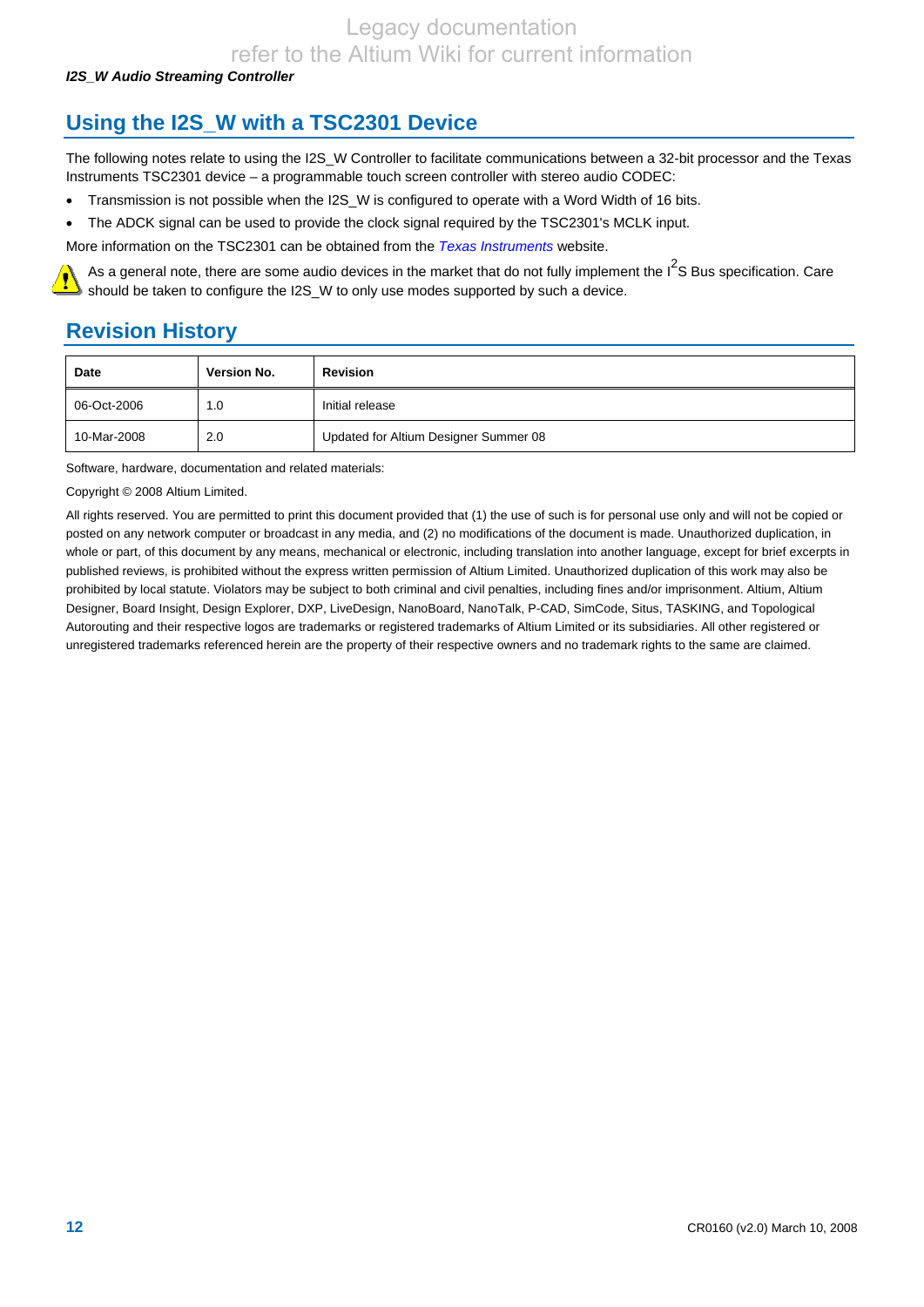## Using the I2S_W with a TSC2301 Device

The following notes relate to using the I2S_W Controller to facilitate communications between a 32-bit processor and the Texas Instruments TSC2301 device – a programmable touch screen controller with stereo audio CODEC:

- Transmission is not possible when the I2S_W is configured to operate with a Word Width of 16 bits.
- The ADCK signal can be used to provide the clock signal required by the TSC2301's MCLK input.

More information on the TSC2301 can be obtained from the *Texas Instruments* website.

As a general note, there are some audio devices in the market that do not fully implement the $I^2S$ Bus specification. Care should be taken to configure the I2S_W to only use modes supported by such a device.

## Revision History

| Date | Version No. | Revision |
|---|---|---|
| 06-Oct-2006 | 1.0 | Initial release |
| 10-Mar-2008 | 2.0 | Updated for Altium Designer Summer 08 |

Software, hardware, documentation and related materials:

Copyright © 2008 Altium Limited.

All rights reserved. You are permitted to print this document provided that (1) the use of such is for personal use only and will not be copied or posted on any network computer or broadcast in any media, and (2) no modifications of the document is made. Unauthorized duplication, in whole or part, of this document by any means, mechanical or electronic, including translation into another language, except for brief excerpts in published reviews, is prohibited without the express written permission of Altium Limited. Unauthorized duplication of this work may also be prohibited by local statute. Violators may be subject to both criminal and civil penalties, including fines and/or imprisonment. Altium, Altium Designer, Board Insight, Design Explorer, DXP, LiveDesign, NanoBoard, NanoTalk, P-CAD, SimCode, Situs, TASKING, and Topological Autorouting and their respective logos are trademarks or registered trademarks of Altium Limited or its subsidiaries. All other registered or unregistered trademarks referenced herein are the property of their respective owners and no trademark rights to the same are claimed.